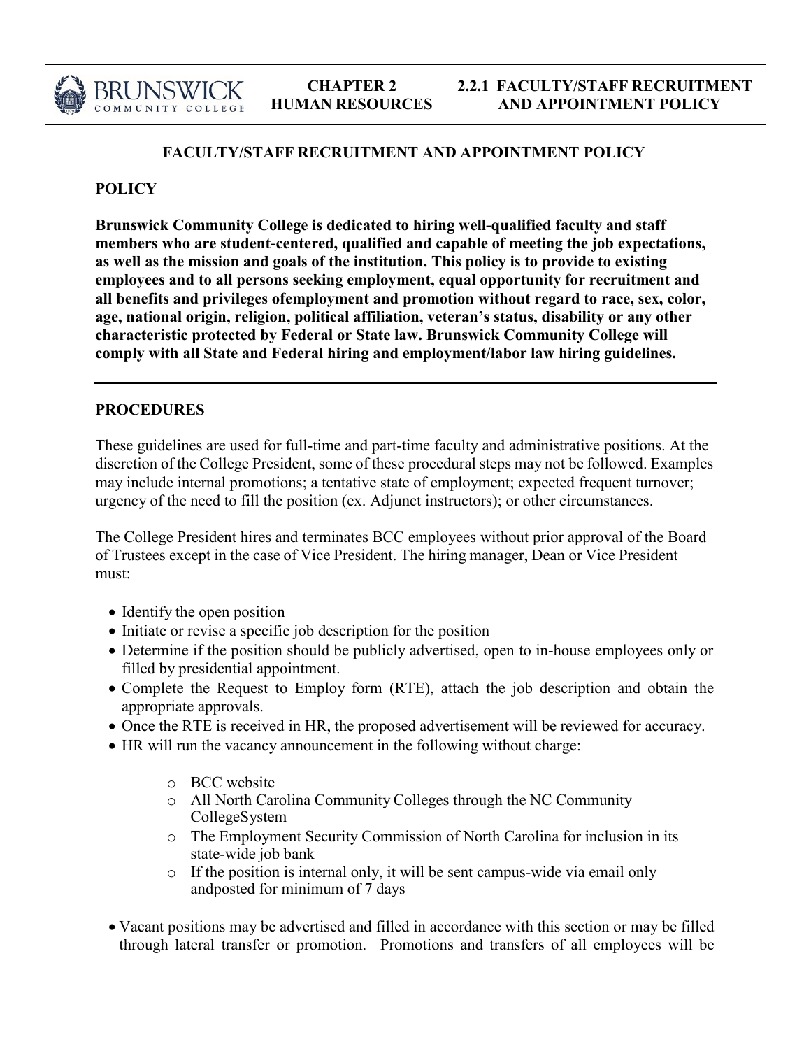| BRUNSWICK COMMUNITY COLLEGE | CHAPTER 2 HUMAN RESOURCES | 2.2.1 FACULTY/STAFF RECRUITMENT AND APPOINTMENT POLICY |
|---|---|---|

## FACULTY/STAFF RECRUITMENT AND APPOINTMENT POLICY

### POLICY

**Brunswick Community College is dedicated to hiring well-qualified faculty and staff members who are student-centered, qualified and capable of meeting the job expectations, as well as the mission and goals of the institution. This policy is to provide to existing employees and to all persons seeking employment, equal opportunity for recruitment and all benefits and privileges ofemployment and promotion without regard to race, sex, color, age, national origin, religion, political affiliation, veteran's status, disability or any other characteristic protected by Federal or State law. Brunswick Community College will comply with all State and Federal hiring and employment/labor law hiring guidelines.**

---

### PROCEDURES

These guidelines are used for full-time and part-time faculty and administrative positions. At the discretion of the College President, some of these procedural steps may not be followed. Examples may include internal promotions; a tentative state of employment; expected frequent turnover; urgency of the need to fill the position (ex. Adjunct instructors); or other circumstances.

The College President hires and terminates BCC employees without prior approval of the Board of Trustees except in the case of Vice President. The hiring manager, Dean or Vice President must:

- Identify the open position
- Initiate or revise a specific job description for the position
- Determine if the position should be publicly advertised, open to in-house employees only or filled by presidential appointment.
- Complete the Request to Employ form (RTE), attach the job description and obtain the appropriate approvals.
- Once the RTE is received in HR, the proposed advertisement will be reviewed for accuracy.
- HR will run the vacancy announcement in the following without charge:
    - BCC website
    - All North Carolina Community Colleges through the NC Community CollegeSystem
    - The Employment Security Commission of North Carolina for inclusion in its state-wide job bank
    - If the position is internal only, it will be sent campus-wide via email only andposted for minimum of 7 days
- Vacant positions may be advertised and filled in accordance with this section or may be filled through lateral transfer or promotion. Promotions and transfers of all employees will be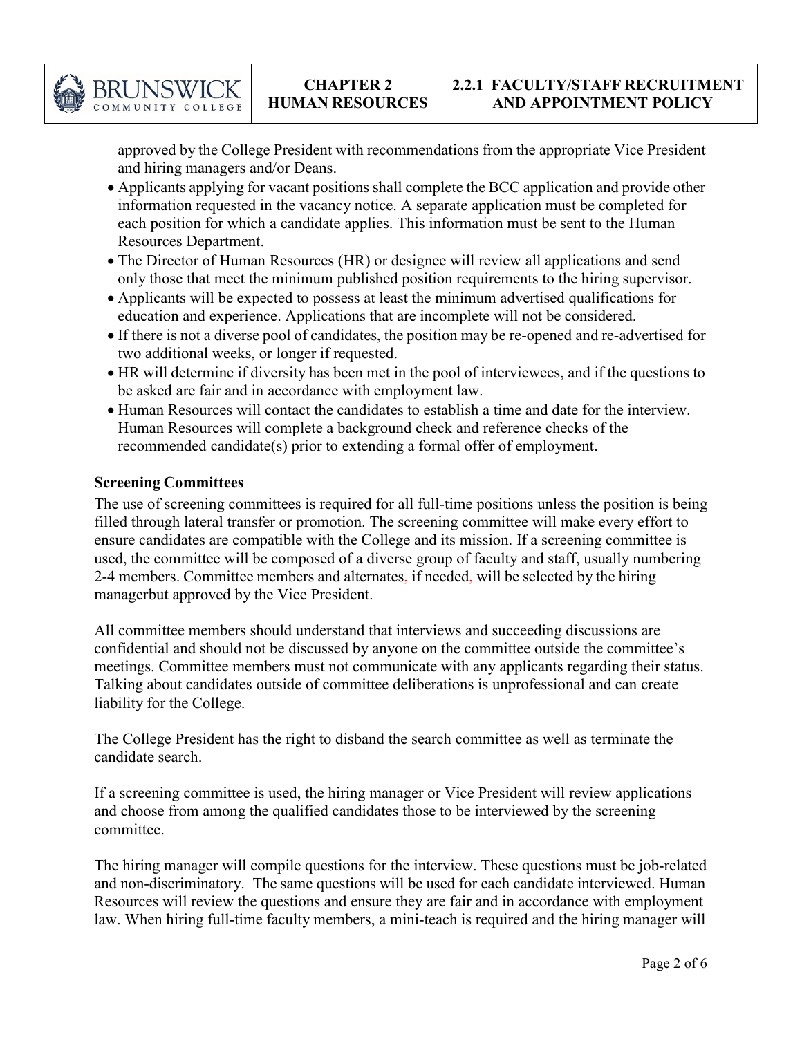approved by the College President with recommendations from the appropriate Vice President and hiring managers and/or Deans.

- Applicants applying for vacant positions shall complete the BCC application and provide other information requested in the vacancy notice. A separate application must be completed for each position for which a candidate applies. This information must be sent to the Human Resources Department.
- The Director of Human Resources (HR) or designee will review all applications and send only those that meet the minimum published position requirements to the hiring supervisor.
- Applicants will be expected to possess at least the minimum advertised qualifications for education and experience. Applications that are incomplete will not be considered.
- If there is not a diverse pool of candidates, the position may be re-opened and re-advertised for two additional weeks, or longer if requested.
- HR will determine if diversity has been met in the pool of interviewees, and if the questions to be asked are fair and in accordance with employment law.
- Human Resources will contact the candidates to establish a time and date for the interview. Human Resources will complete a background check and reference checks of the recommended candidate(s) prior to extending a formal offer of employment.

**Screening Committees**

The use of screening committees is required for all full-time positions unless the position is being filled through lateral transfer or promotion. The screening committee will make every effort to ensure candidates are compatible with the College and its mission. If a screening committee is used, the committee will be composed of a diverse group of faculty and staff, usually numbering 2-4 members. Committee members and alternates, if needed, will be selected by the hiring managerbut approved by the Vice President.

All committee members should understand that interviews and succeeding discussions are confidential and should not be discussed by anyone on the committee outside the committee's meetings. Committee members must not communicate with any applicants regarding their status. Talking about candidates outside of committee deliberations is unprofessional and can create liability for the College.

The College President has the right to disband the search committee as well as terminate the candidate search.

If a screening committee is used, the hiring manager or Vice President will review applications and choose from among the qualified candidates those to be interviewed by the screening committee.

The hiring manager will compile questions for the interview. These questions must be job-related and non-discriminatory. The same questions will be used for each candidate interviewed. Human Resources will review the questions and ensure they are fair and in accordance with employment law. When hiring full-time faculty members, a mini-teach is required and the hiring manager will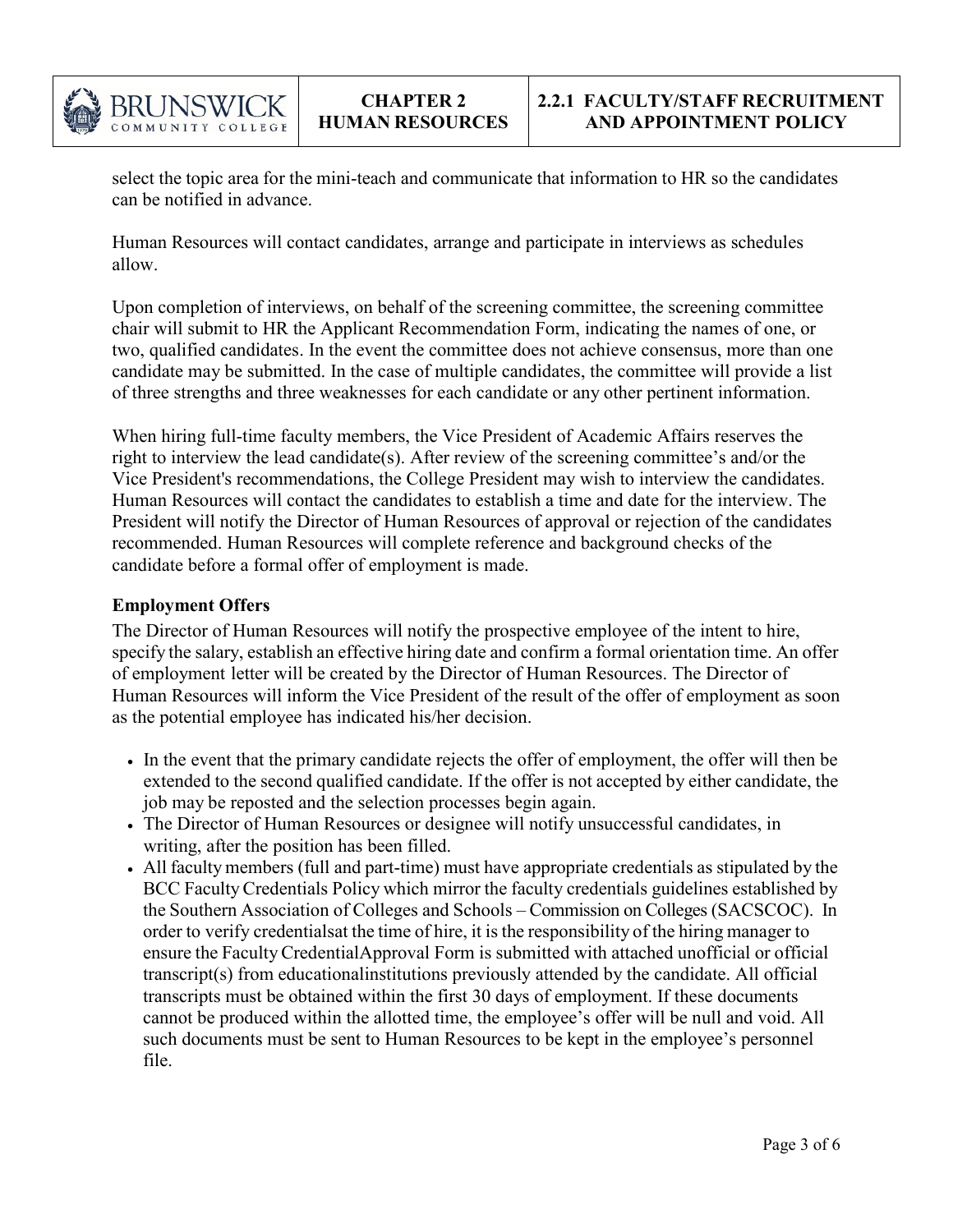select the topic area for the mini-teach and communicate that information to HR so the candidates can be notified in advance.

Human Resources will contact candidates, arrange and participate in interviews as schedules allow.

Upon completion of interviews, on behalf of the screening committee, the screening committee chair will submit to HR the Applicant Recommendation Form, indicating the names of one, or two, qualified candidates. In the event the committee does not achieve consensus, more than one candidate may be submitted. In the case of multiple candidates, the committee will provide a list of three strengths and three weaknesses for each candidate or any other pertinent information.

When hiring full-time faculty members, the Vice President of Academic Affairs reserves the right to interview the lead candidate(s). After review of the screening committee's and/or the Vice President's recommendations, the College President may wish to interview the candidates. Human Resources will contact the candidates to establish a time and date for the interview. The President will notify the Director of Human Resources of approval or rejection of the candidates recommended. Human Resources will complete reference and background checks of the candidate before a formal offer of employment is made.

**Employment Offers**

The Director of Human Resources will notify the prospective employee of the intent to hire, specify the salary, establish an effective hiring date and confirm a formal orientation time. An offer of employment letter will be created by the Director of Human Resources. The Director of Human Resources will inform the Vice President of the result of the offer of employment as soon as the potential employee has indicated his/her decision.

- In the event that the primary candidate rejects the offer of employment, the offer will then be extended to the second qualified candidate. If the offer is not accepted by either candidate, the job may be reposted and the selection processes begin again.
- The Director of Human Resources or designee will notify unsuccessful candidates, in writing, after the position has been filled.
- All faculty members (full and part-time) must have appropriate credentials as stipulated by the BCC Faculty Credentials Policy which mirror the faculty credentials guidelines established by the Southern Association of Colleges and Schools – Commission on Colleges (SACSCOC). In order to verify credentialsat the time of hire, it is the responsibility of the hiring manager to ensure the Faculty CredentialApproval Form is submitted with attached unofficial or official transcript(s) from educationalinstitutions previously attended by the candidate. All official transcripts must be obtained within the first 30 days of employment. If these documents cannot be produced within the allotted time, the employee's offer will be null and void. All such documents must be sent to Human Resources to be kept in the employee's personnel file.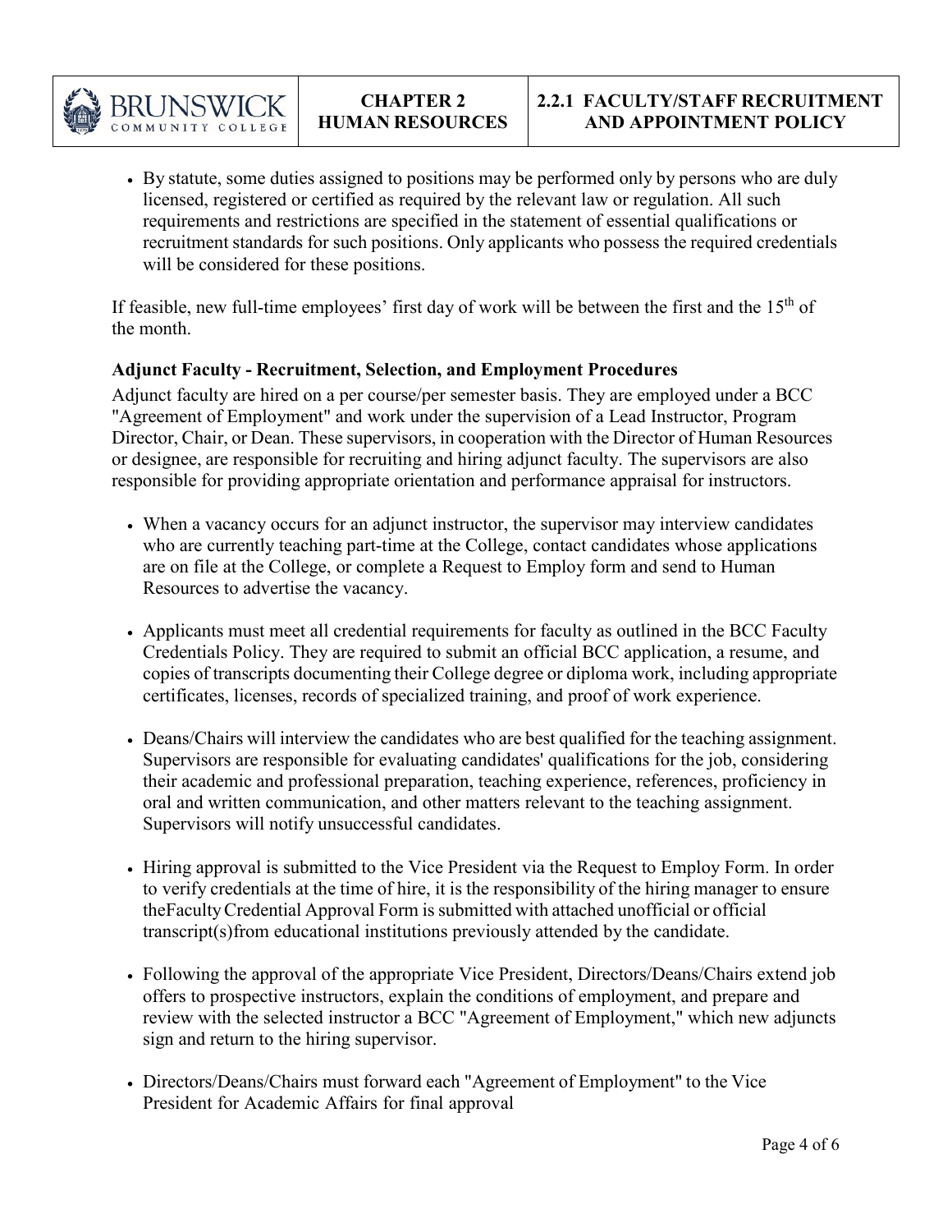- By statute, some duties assigned to positions may be performed only by persons who are duly licensed, registered or certified as required by the relevant law or regulation. All such requirements and restrictions are specified in the statement of essential qualifications or recruitment standards for such positions. Only applicants who possess the required credentials will be considered for these positions.

If feasible, new full-time employees' first day of work will be between the first and the 15th of the month.

**Adjunct Faculty - Recruitment, Selection, and Employment Procedures**

Adjunct faculty are hired on a per course/per semester basis. They are employed under a BCC "Agreement of Employment" and work under the supervision of a Lead Instructor, Program Director, Chair, or Dean. These supervisors, in cooperation with the Director of Human Resources or designee, are responsible for recruiting and hiring adjunct faculty. The supervisors are also responsible for providing appropriate orientation and performance appraisal for instructors.

- When a vacancy occurs for an adjunct instructor, the supervisor may interview candidates who are currently teaching part-time at the College, contact candidates whose applications are on file at the College, or complete a Request to Employ form and send to Human Resources to advertise the vacancy.

- Applicants must meet all credential requirements for faculty as outlined in the BCC Faculty Credentials Policy. They are required to submit an official BCC application, a resume, and copies of transcripts documenting their College degree or diploma work, including appropriate certificates, licenses, records of specialized training, and proof of work experience.

- Deans/Chairs will interview the candidates who are best qualified for the teaching assignment. Supervisors are responsible for evaluating candidates' qualifications for the job, considering their academic and professional preparation, teaching experience, references, proficiency in oral and written communication, and other matters relevant to the teaching assignment. Supervisors will notify unsuccessful candidates.

- Hiring approval is submitted to the Vice President via the Request to Employ Form. In order to verify credentials at the time of hire, it is the responsibility of the hiring manager to ensure theFaculty Credential Approval Form is submitted with attached unofficial or official transcript(s)from educational institutions previously attended by the candidate.

- Following the approval of the appropriate Vice President, Directors/Deans/Chairs extend job offers to prospective instructors, explain the conditions of employment, and prepare and review with the selected instructor a BCC "Agreement of Employment," which new adjuncts sign and return to the hiring supervisor.

- Directors/Deans/Chairs must forward each "Agreement of Employment" to the Vice President for Academic Affairs for final approval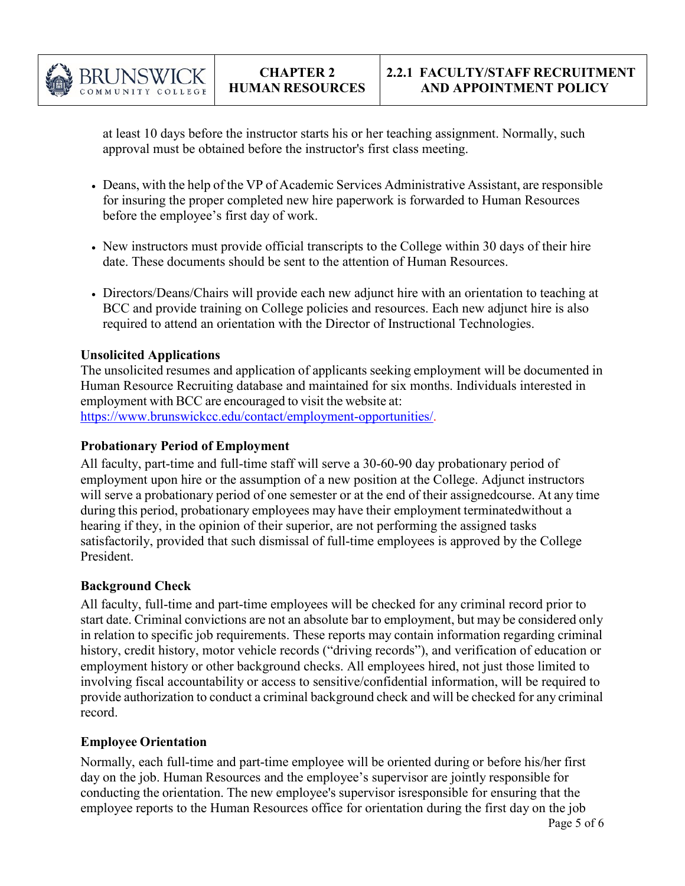at least 10 days before the instructor starts his or her teaching assignment. Normally, such approval must be obtained before the instructor's first class meeting.

- Deans, with the help of the VP of Academic Services Administrative Assistant, are responsible for insuring the proper completed new hire paperwork is forwarded to Human Resources before the employee's first day of work.
- New instructors must provide official transcripts to the College within 30 days of their hire date. These documents should be sent to the attention of Human Resources.
- Directors/Deans/Chairs will provide each new adjunct hire with an orientation to teaching at BCC and provide training on College policies and resources. Each new adjunct hire is also required to attend an orientation with the Director of Instructional Technologies.

**Unsolicited Applications**

The unsolicited resumes and application of applicants seeking employment will be documented in Human Resource Recruiting database and maintained for six months. Individuals interested in employment with BCC are encouraged to visit the website at: https://www.brunswickcc.edu/contact/employment-opportunities/.

**Probationary Period of Employment**

All faculty, part-time and full-time staff will serve a 30-60-90 day probationary period of employment upon hire or the assumption of a new position at the College. Adjunct instructors will serve a probationary period of one semester or at the end of their assignedcourse. At any time during this period, probationary employees may have their employment terminatedwithout a hearing if they, in the opinion of their superior, are not performing the assigned tasks satisfactorily, provided that such dismissal of full-time employees is approved by the College President.

**Background Check**

All faculty, full-time and part-time employees will be checked for any criminal record prior to start date. Criminal convictions are not an absolute bar to employment, but may be considered only in relation to specific job requirements. These reports may contain information regarding criminal history, credit history, motor vehicle records ("driving records"), and verification of education or employment history or other background checks. All employees hired, not just those limited to involving fiscal accountability or access to sensitive/confidential information, will be required to provide authorization to conduct a criminal background check and will be checked for any criminal record.

**Employee Orientation**

Normally, each full-time and part-time employee will be oriented during or before his/her first day on the job. Human Resources and the employee's supervisor are jointly responsible for conducting the orientation. The new employee's supervisor isresponsible for ensuring that the employee reports to the Human Resources office for orientation during the first day on the job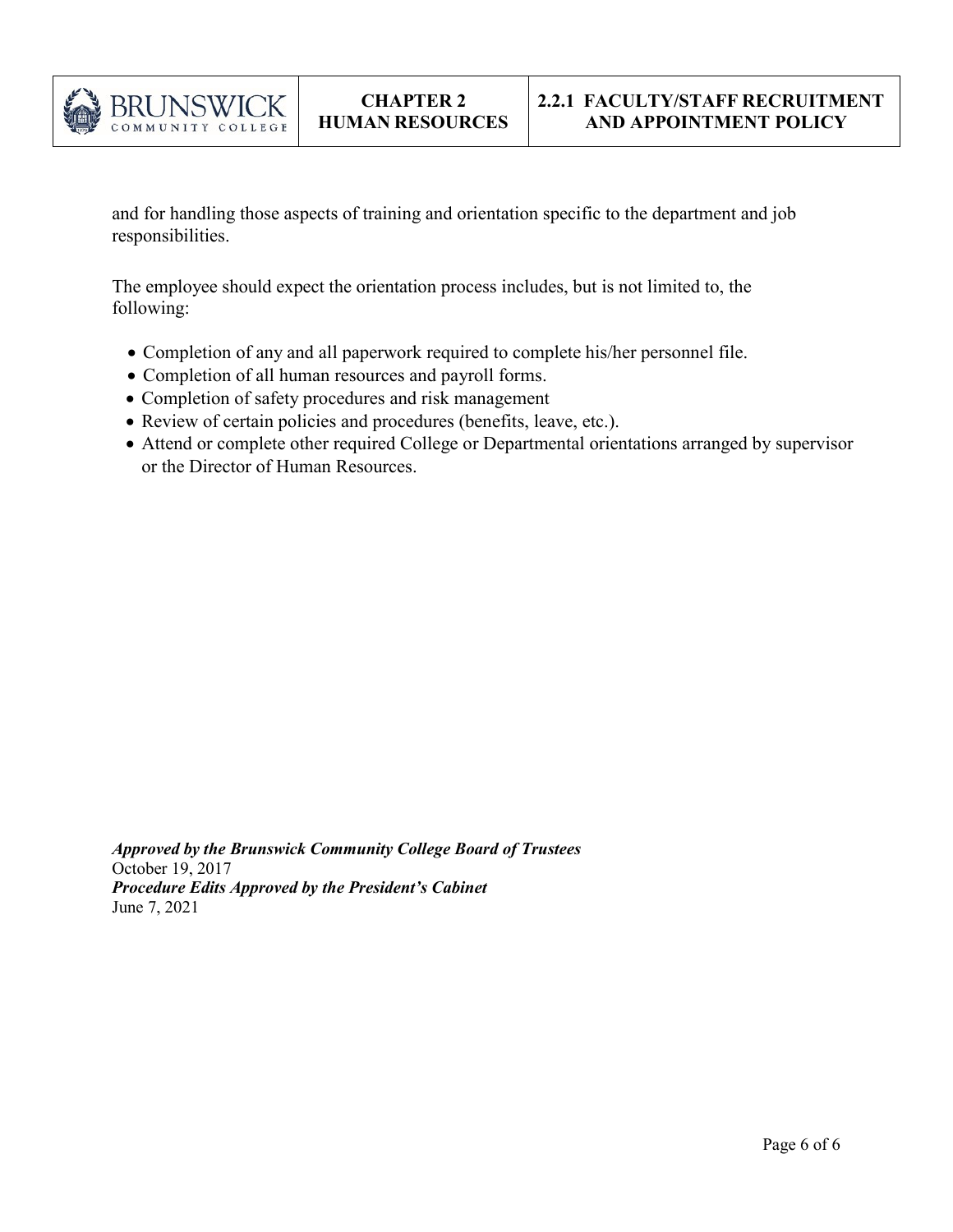and for handling those aspects of training and orientation specific to the department and job responsibilities.

The employee should expect the orientation process includes, but is not limited to, the following:

- Completion of any and all paperwork required to complete his/her personnel file.
- Completion of all human resources and payroll forms.
- Completion of safety procedures and risk management
- Review of certain policies and procedures (benefits, leave, etc.).
- Attend or complete other required College or Departmental orientations arranged by supervisor or the Director of Human Resources.

***Approved by the Brunswick Community College Board of Trustees***
October 19, 2017
***Procedure Edits Approved by the President's Cabinet***
June 7, 2021